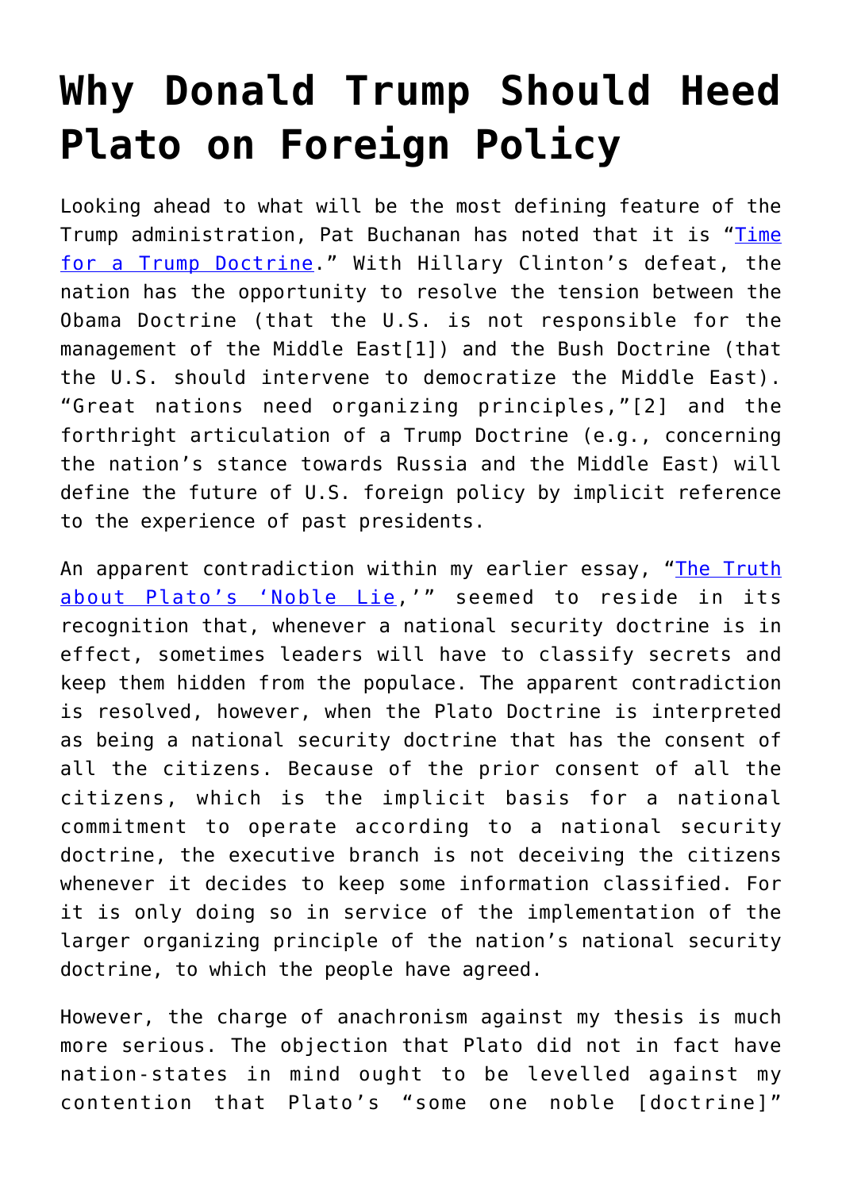# Why Donald Trump Should Heed Plato on Foreign Policy

Looking ahead to what will be the most defining feature of the Trump administration, Pat Buchanan has noted that it is "[Time for a Trump Doctrine](#)." With Hillary Clinton's defeat, the nation has the opportunity to resolve the tension between the Obama Doctrine (that the U.S. is not responsible for the management of the Middle East[1]) and the Bush Doctrine (that the U.S. should intervene to democratize the Middle East). "Great nations need organizing principles,"[2] and the forthright articulation of a Trump Doctrine (e.g., concerning the nation's stance towards Russia and the Middle East) will define the future of U.S. foreign policy by implicit reference to the experience of past presidents.

An apparent contradiction within my earlier essay, "[The Truth about Plato's 'Noble Lie](#),'" seemed to reside in its recognition that, whenever a national security doctrine is in effect, sometimes leaders will have to classify secrets and keep them hidden from the populace. The apparent contradiction is resolved, however, when the Plato Doctrine is interpreted as being a national security doctrine that has the consent of all the citizens. Because of the prior consent of all the citizens, which is the implicit basis for a national commitment to operate according to a national security doctrine, the executive branch is not deceiving the citizens whenever it decides to keep some information classified. For it is only doing so in service of the implementation of the larger organizing principle of the nation's national security doctrine, to which the people have agreed.

However, the charge of anachronism against my thesis is much more serious. The objection that Plato did not in fact have nation-states in mind ought to be levelled against my contention that Plato's "some one noble [doctrine]"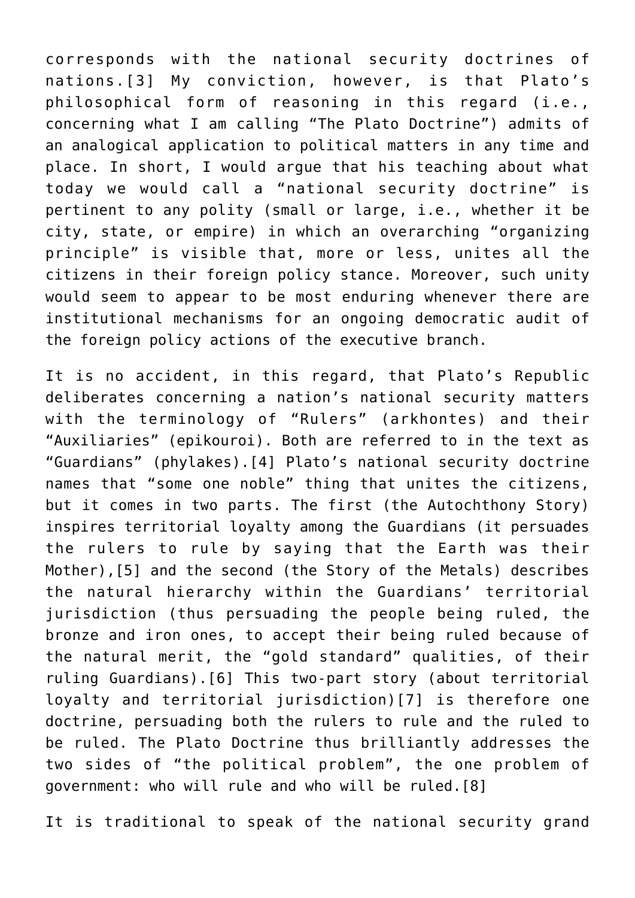corresponds with the national security doctrines of nations.[3] My conviction, however, is that Plato's philosophical form of reasoning in this regard (i.e., concerning what I am calling "The Plato Doctrine") admits of an analogical application to political matters in any time and place. In short, I would argue that his teaching about what today we would call a "national security doctrine" is pertinent to any polity (small or large, i.e., whether it be city, state, or empire) in which an overarching "organizing principle" is visible that, more or less, unites all the citizens in their foreign policy stance. Moreover, such unity would seem to appear to be most enduring whenever there are institutional mechanisms for an ongoing democratic audit of the foreign policy actions of the executive branch.

It is no accident, in this regard, that Plato's Republic deliberates concerning a nation's national security matters with the terminology of "Rulers" (arkhontes) and their "Auxiliaries" (epikouroi). Both are referred to in the text as "Guardians" (phylakes).[4] Plato's national security doctrine names that "some one noble" thing that unites the citizens, but it comes in two parts. The first (the Autochthony Story) inspires territorial loyalty among the Guardians (it persuades the rulers to rule by saying that the Earth was their Mother),[5] and the second (the Story of the Metals) describes the natural hierarchy within the Guardians' territorial jurisdiction (thus persuading the people being ruled, the bronze and iron ones, to accept their being ruled because of the natural merit, the "gold standard" qualities, of their ruling Guardians).[6] This two-part story (about territorial loyalty and territorial jurisdiction)[7] is therefore one doctrine, persuading both the rulers to rule and the ruled to be ruled. The Plato Doctrine thus brilliantly addresses the two sides of "the political problem", the one problem of government: who will rule and who will be ruled.[8]

It is traditional to speak of the national security grand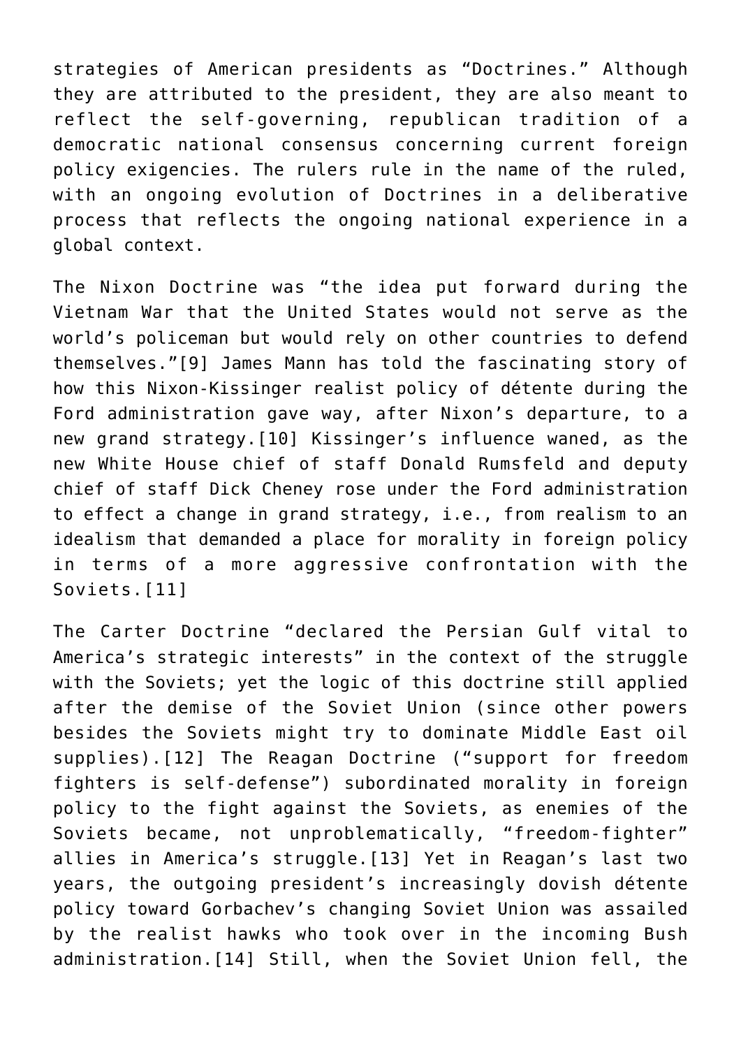strategies of American presidents as “Doctrines.” Although they are attributed to the president, they are also meant to reflect the self-governing, republican tradition of a democratic national consensus concerning current foreign policy exigencies. The rulers rule in the name of the ruled, with an ongoing evolution of Doctrines in a deliberative process that reflects the ongoing national experience in a global context.

The Nixon Doctrine was “the idea put forward during the Vietnam War that the United States would not serve as the world’s policeman but would rely on other countries to defend themselves.”[9] James Mann has told the fascinating story of how this Nixon-Kissinger realist policy of détente during the Ford administration gave way, after Nixon’s departure, to a new grand strategy.[10] Kissinger’s influence waned, as the new White House chief of staff Donald Rumsfeld and deputy chief of staff Dick Cheney rose under the Ford administration to effect a change in grand strategy, i.e., from realism to an idealism that demanded a place for morality in foreign policy in terms of a more aggressive confrontation with the Soviets.[11]

The Carter Doctrine “declared the Persian Gulf vital to America’s strategic interests” in the context of the struggle with the Soviets; yet the logic of this doctrine still applied after the demise of the Soviet Union (since other powers besides the Soviets might try to dominate Middle East oil supplies).[12] The Reagan Doctrine (“support for freedom fighters is self-defense”) subordinated morality in foreign policy to the fight against the Soviets, as enemies of the Soviets became, not unproblematically, “freedom-fighter” allies in America’s struggle.[13] Yet in Reagan’s last two years, the outgoing president’s increasingly dovish détente policy toward Gorbachev’s changing Soviet Union was assailed by the realist hawks who took over in the incoming Bush administration.[14] Still, when the Soviet Union fell, the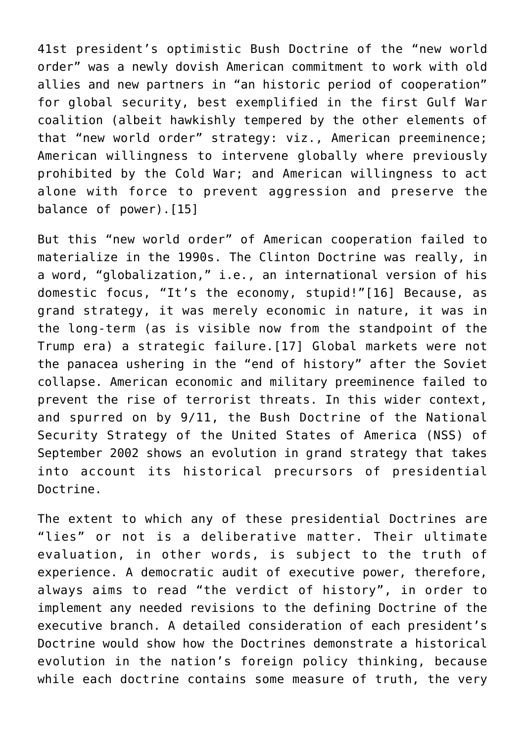41st president's optimistic Bush Doctrine of the "new world order" was a newly dovish American commitment to work with old allies and new partners in "an historic period of cooperation" for global security, best exemplified in the first Gulf War coalition (albeit hawkishly tempered by the other elements of that "new world order" strategy: viz., American preeminence; American willingness to intervene globally where previously prohibited by the Cold War; and American willingness to act alone with force to prevent aggression and preserve the balance of power).[15]

But this "new world order" of American cooperation failed to materialize in the 1990s. The Clinton Doctrine was really, in a word, "globalization," i.e., an international version of his domestic focus, "It's the economy, stupid!"[16] Because, as grand strategy, it was merely economic in nature, it was in the long-term (as is visible now from the standpoint of the Trump era) a strategic failure.[17] Global markets were not the panacea ushering in the "end of history" after the Soviet collapse. American economic and military preeminence failed to prevent the rise of terrorist threats. In this wider context, and spurred on by 9/11, the Bush Doctrine of the National Security Strategy of the United States of America (NSS) of September 2002 shows an evolution in grand strategy that takes into account its historical precursors of presidential Doctrine.

The extent to which any of these presidential Doctrines are "lies" or not is a deliberative matter. Their ultimate evaluation, in other words, is subject to the truth of experience. A democratic audit of executive power, therefore, always aims to read "the verdict of history", in order to implement any needed revisions to the defining Doctrine of the executive branch. A detailed consideration of each president's Doctrine would show how the Doctrines demonstrate a historical evolution in the nation's foreign policy thinking, because while each doctrine contains some measure of truth, the very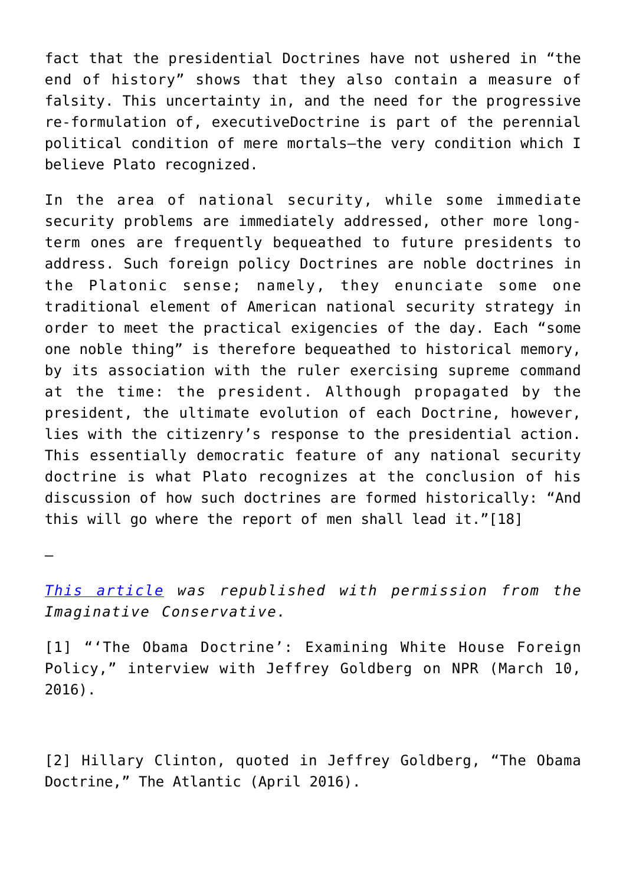fact that the presidential Doctrines have not ushered in "the end of history" shows that they also contain a measure of falsity. This uncertainty in, and the need for the progressive re-formulation of, executiveDoctrine is part of the perennial political condition of mere mortals—the very condition which I believe Plato recognized.

In the area of national security, while some immediate security problems are immediately addressed, other more long-term ones are frequently bequeathed to future presidents to address. Such foreign policy Doctrines are noble doctrines in the Platonic sense; namely, they enunciate some one traditional element of American national security strategy in order to meet the practical exigencies of the day. Each "some one noble thing" is therefore bequeathed to historical memory, by its association with the ruler exercising supreme command at the time: the president. Although propagated by the president, the ultimate evolution of each Doctrine, however, lies with the citizenry's response to the presidential action. This essentially democratic feature of any national security doctrine is what Plato recognizes at the conclusion of his discussion of how such doctrines are formed historically: "And this will go where the report of men shall lead it."[18]

—

*This article was republished with permission from the Imaginative Conservative.*

[1] "'The Obama Doctrine': Examining White House Foreign Policy," interview with Jeffrey Goldberg on NPR (March 10, 2016).

[2] Hillary Clinton, quoted in Jeffrey Goldberg, "The Obama Doctrine," The Atlantic (April 2016).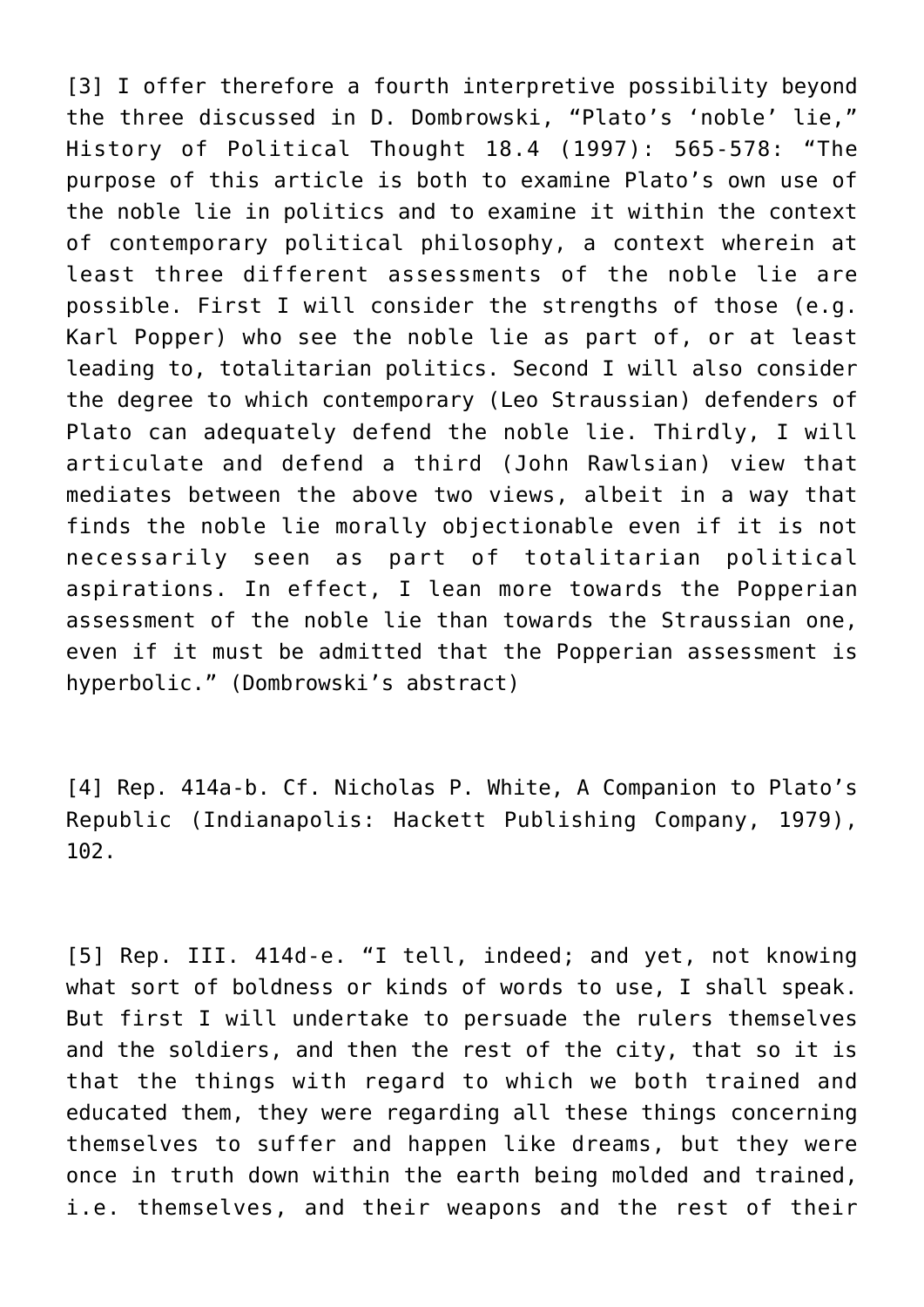[3] I offer therefore a fourth interpretive possibility beyond the three discussed in D. Dombrowski, "Plato's 'noble' lie," History of Political Thought 18.4 (1997): 565-578: "The purpose of this article is both to examine Plato's own use of the noble lie in politics and to examine it within the context of contemporary political philosophy, a context wherein at least three different assessments of the noble lie are possible. First I will consider the strengths of those (e.g. Karl Popper) who see the noble lie as part of, or at least leading to, totalitarian politics. Second I will also consider the degree to which contemporary (Leo Straussian) defenders of Plato can adequately defend the noble lie. Thirdly, I will articulate and defend a third (John Rawlsian) view that mediates between the above two views, albeit in a way that finds the noble lie morally objectionable even if it is not necessarily seen as part of totalitarian political aspirations. In effect, I lean more towards the Popperian assessment of the noble lie than towards the Straussian one, even if it must be admitted that the Popperian assessment is hyperbolic." (Dombrowski's abstract)

[4] Rep. 414a-b. Cf. Nicholas P. White, A Companion to Plato's Republic (Indianapolis: Hackett Publishing Company, 1979), 102.

[5] Rep. III. 414d-e. "I tell, indeed; and yet, not knowing what sort of boldness or kinds of words to use, I shall speak. But first I will undertake to persuade the rulers themselves and the soldiers, and then the rest of the city, that so it is that the things with regard to which we both trained and educated them, they were regarding all these things concerning themselves to suffer and happen like dreams, but they were once in truth down within the earth being molded and trained, i.e. themselves, and their weapons and the rest of their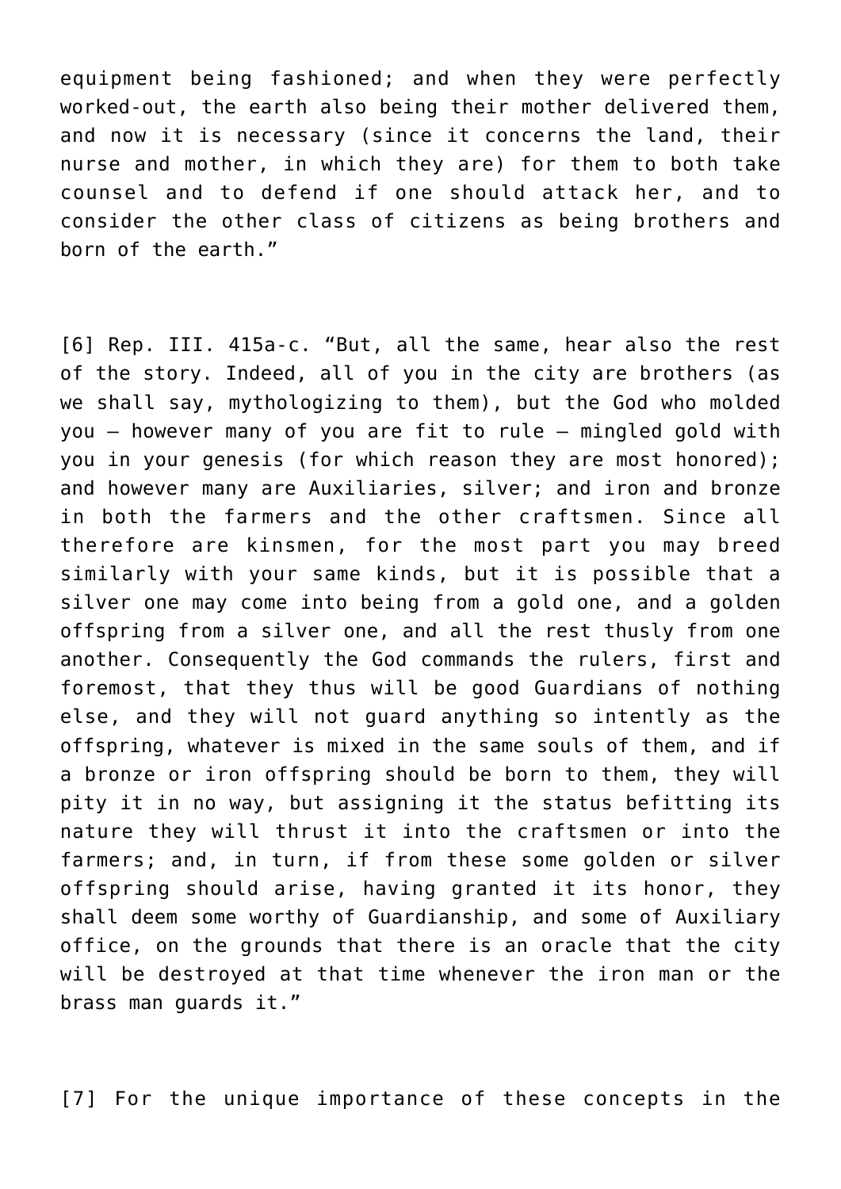equipment being fashioned; and when they were perfectly worked-out, the earth also being their mother delivered them, and now it is necessary (since it concerns the land, their nurse and mother, in which they are) for them to both take counsel and to defend if one should attack her, and to consider the other class of citizens as being brothers and born of the earth."

[6] Rep. III. 415a-c. "But, all the same, hear also the rest of the story. Indeed, all of you in the city are brothers (as we shall say, mythologizing to them), but the God who molded you – however many of you are fit to rule – mingled gold with you in your genesis (for which reason they are most honored); and however many are Auxiliaries, silver; and iron and bronze in both the farmers and the other craftsmen. Since all therefore are kinsmen, for the most part you may breed similarly with your same kinds, but it is possible that a silver one may come into being from a gold one, and a golden offspring from a silver one, and all the rest thusly from one another. Consequently the God commands the rulers, first and foremost, that they thus will be good Guardians of nothing else, and they will not guard anything so intently as the offspring, whatever is mixed in the same souls of them, and if a bronze or iron offspring should be born to them, they will pity it in no way, but assigning it the status befitting its nature they will thrust it into the craftsmen or into the farmers; and, in turn, if from these some golden or silver offspring should arise, having granted it its honor, they shall deem some worthy of Guardianship, and some of Auxiliary office, on the grounds that there is an oracle that the city will be destroyed at that time whenever the iron man or the brass man guards it."

[7] For the unique importance of these concepts in the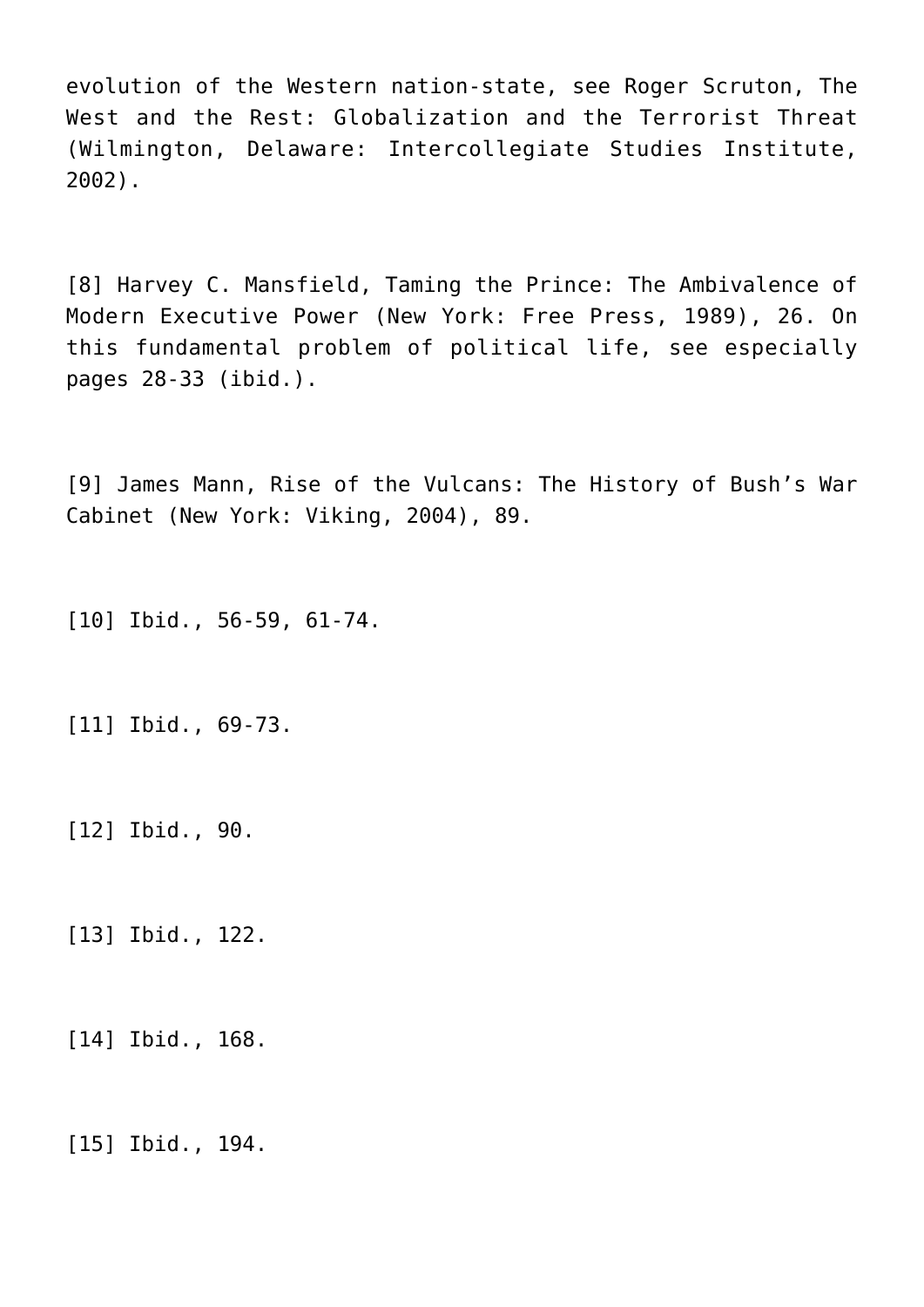evolution of the Western nation-state, see Roger Scruton, The West and the Rest: Globalization and the Terrorist Threat (Wilmington, Delaware: Intercollegiate Studies Institute, 2002).

[8] Harvey C. Mansfield, Taming the Prince: The Ambivalence of Modern Executive Power (New York: Free Press, 1989), 26. On this fundamental problem of political life, see especially pages 28-33 (ibid.).

[9] James Mann, Rise of the Vulcans: The History of Bush's War Cabinet (New York: Viking, 2004), 89.

[10] Ibid., 56-59, 61-74.

[11] Ibid., 69-73.

[12] Ibid., 90.

[13] Ibid., 122.

[14] Ibid., 168.

[15] Ibid., 194.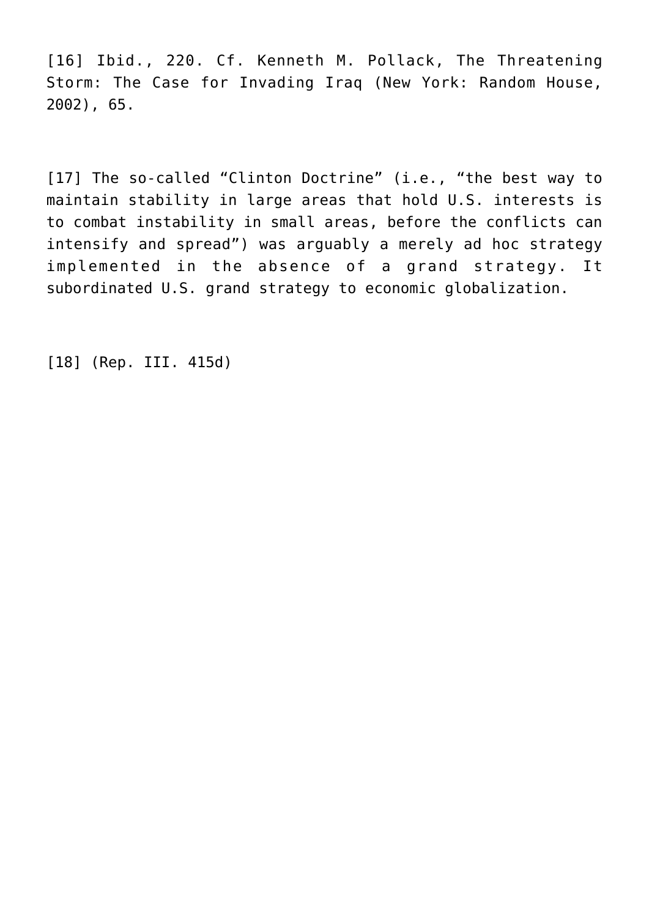[16] Ibid., 220. Cf. Kenneth M. Pollack, The Threatening Storm: The Case for Invading Iraq (New York: Random House, 2002), 65.

[17] The so-called "Clinton Doctrine" (i.e., "the best way to maintain stability in large areas that hold U.S. interests is to combat instability in small areas, before the conflicts can intensify and spread") was arguably a merely ad hoc strategy implemented in the absence of a grand strategy. It subordinated U.S. grand strategy to economic globalization.

[18] (Rep. III. 415d)